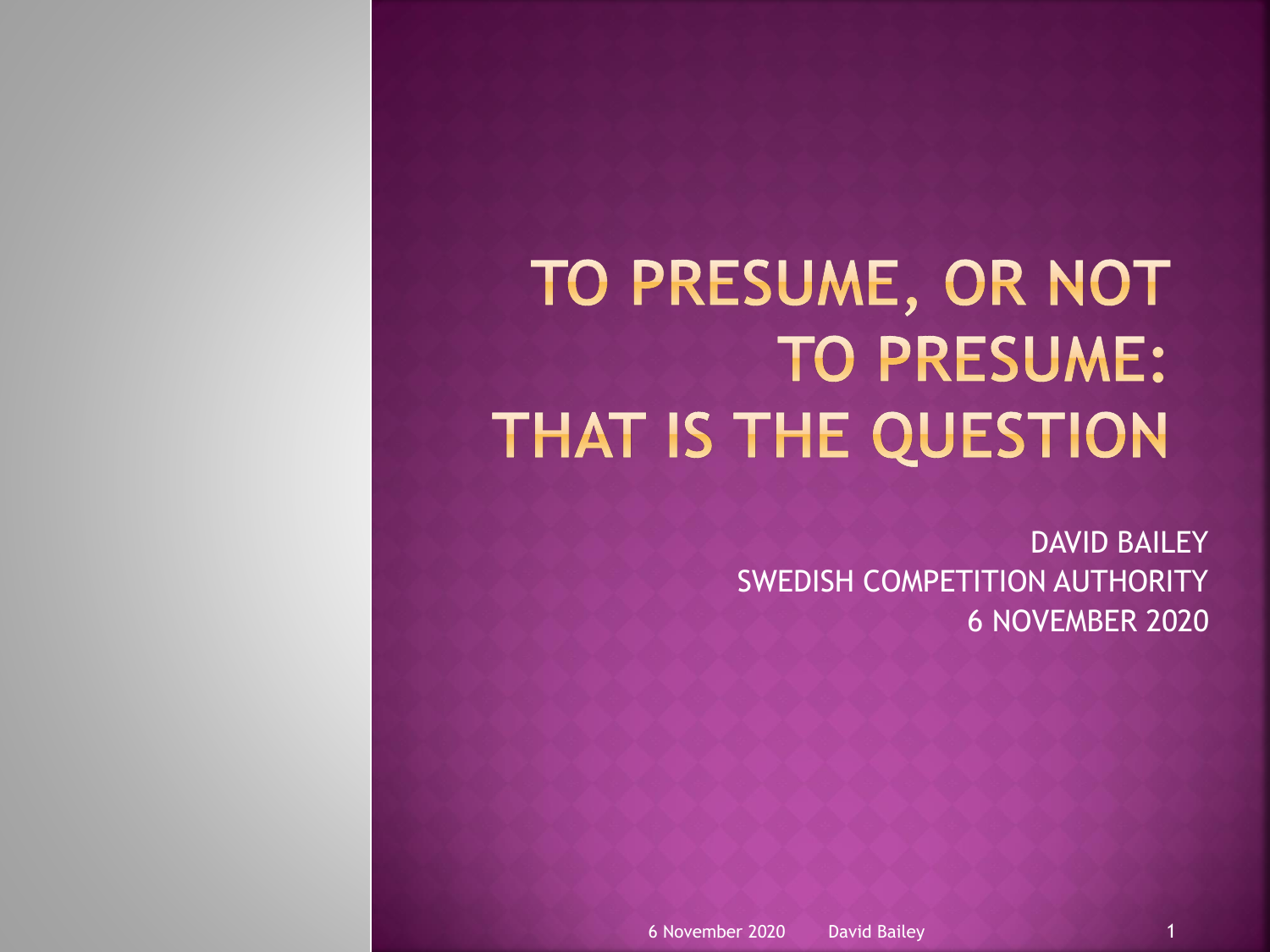# TO PRESUME, OR NOT TO PRESUME: THAT IS THE QUESTION

DAVID BAILEY
SWEDISH COMPETITION AUTHORITY
6 NOVEMBER 2020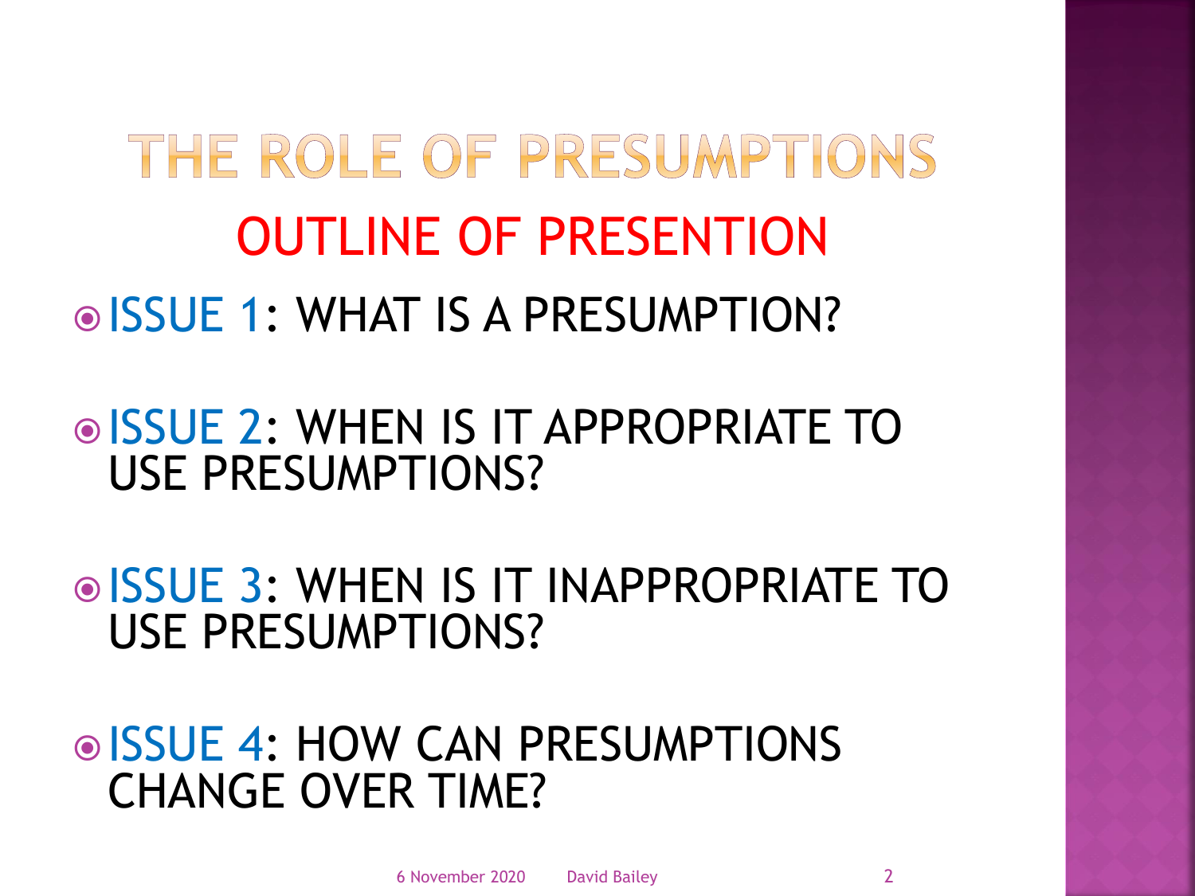# THE ROLE OF PRESUMPTIONS

## OUTLINE OF PRESENTION

- ISSUE 1: WHAT IS A PRESUMPTION?
- ISSUE 2: WHEN IS IT APPROPRIATE TO USE PRESUMPTIONS?
- ISSUE 3: WHEN IS IT INAPPROPRIATE TO USE PRESUMPTIONS?
- ISSUE 4: HOW CAN PRESUMPTIONS CHANGE OVER TIME?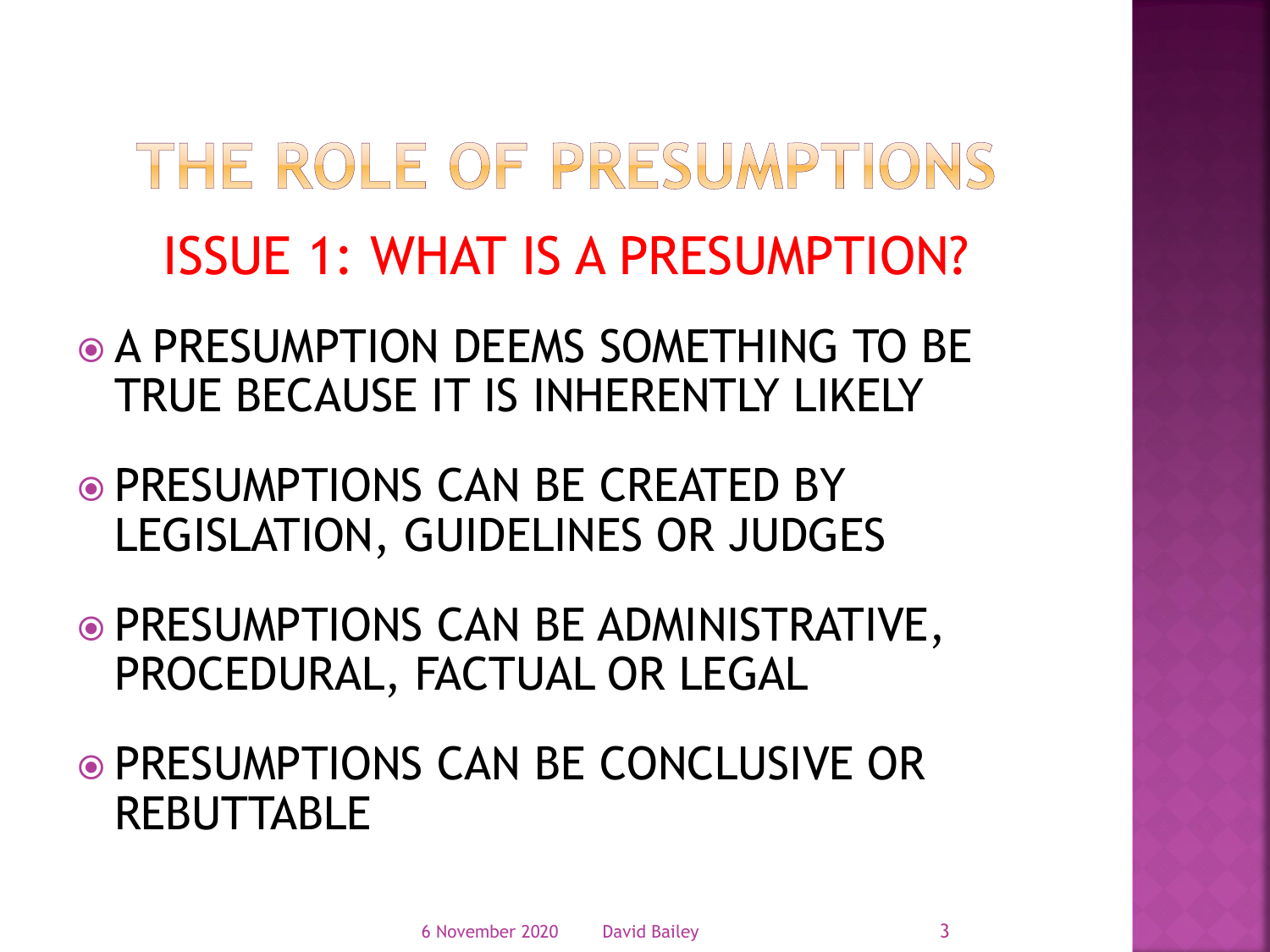# THE ROLE OF PRESUMPTIONS

## ISSUE 1: WHAT IS A PRESUMPTION?

- A PRESUMPTION DEEMS SOMETHING TO BE TRUE BECAUSE IT IS INHERENTLY LIKELY
- PRESUMPTIONS CAN BE CREATED BY LEGISLATION, GUIDELINES OR JUDGES
- PRESUMPTIONS CAN BE ADMINISTRATIVE, PROCEDURAL, FACTUAL OR LEGAL
- PRESUMPTIONS CAN BE CONCLUSIVE OR REBUTTABLE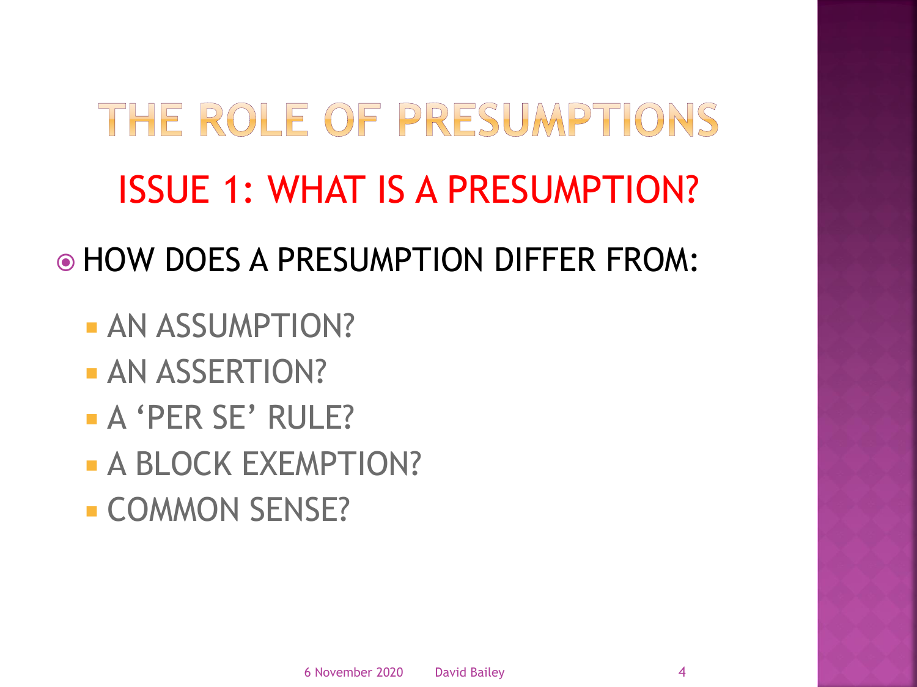# THE ROLE OF PRESUMPTIONS

## ISSUE 1: WHAT IS A PRESUMPTION?

- HOW DOES A PRESUMPTION DIFFER FROM:
  - AN ASSUMPTION?
  - AN ASSERTION?
  - A 'PER SE' RULE?
  - A BLOCK EXEMPTION?
  - COMMON SENSE?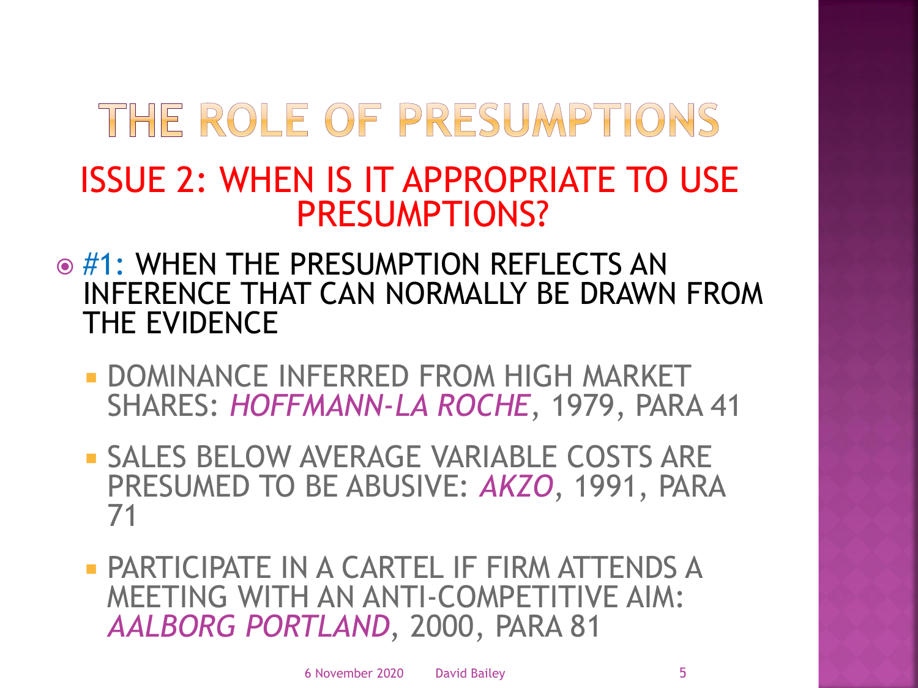# THE ROLE OF PRESUMPTIONS

## ISSUE 2: WHEN IS IT APPROPRIATE TO USE PRESUMPTIONS?

- #1: WHEN THE PRESUMPTION REFLECTS AN INFERENCE THAT CAN NORMALLY BE DRAWN FROM THE EVIDENCE
  - DOMINANCE INFERRED FROM HIGH MARKET SHARES: *HOFFMANN-LA ROCHE*, 1979, PARA 41
  - SALES BELOW AVERAGE VARIABLE COSTS ARE PRESUMED TO BE ABUSIVE: *AKZO*, 1991, PARA 71
  - PARTICIPATE IN A CARTEL IF FIRM ATTENDS A MEETING WITH AN ANTI-COMPETITIVE AIM: *AALBORG PORTLAND*, 2000, PARA 81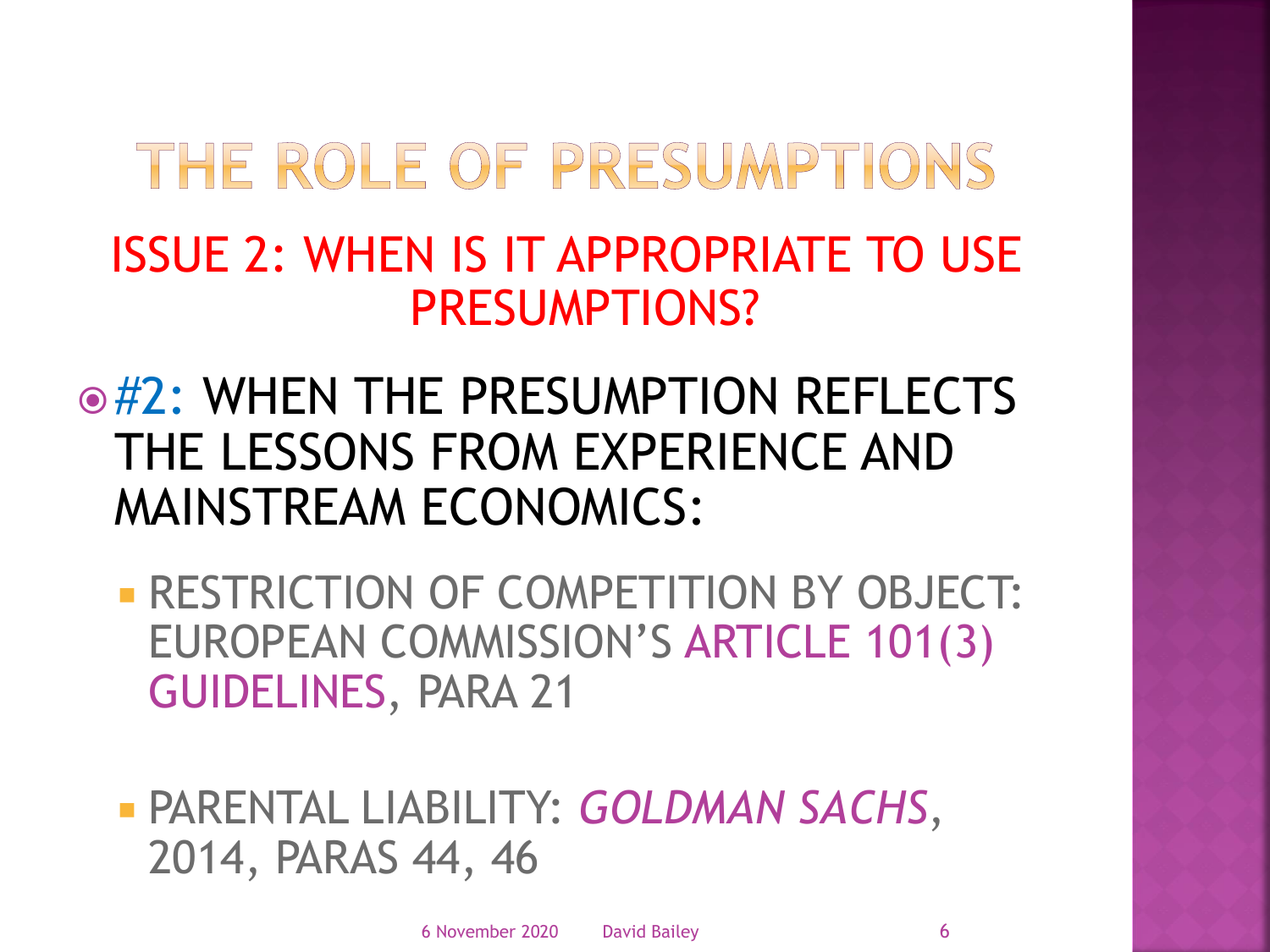# THE ROLE OF PRESUMPTIONS

## ISSUE 2: WHEN IS IT APPROPRIATE TO USE PRESUMPTIONS?

- #2: WHEN THE PRESUMPTION REFLECTS THE LESSONS FROM EXPERIENCE AND MAINSTREAM ECONOMICS:
  - RESTRICTION OF COMPETITION BY OBJECT: EUROPEAN COMMISSION'S ARTICLE 101(3) GUIDELINES, PARA 21
  - PARENTAL LIABILITY: *GOLDMAN SACHS*, 2014, PARAS 44, 46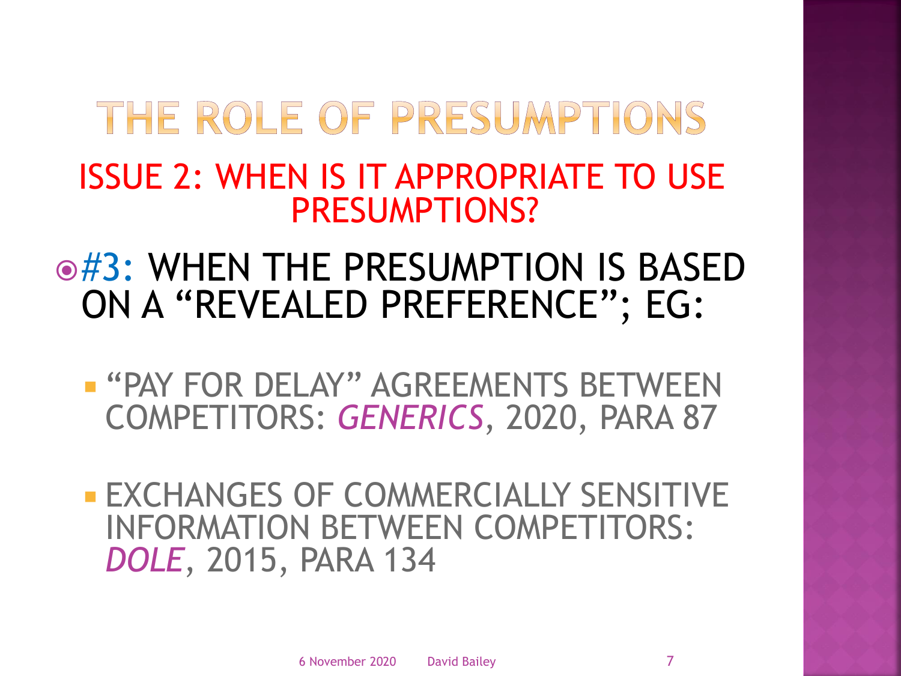# THE ROLE OF PRESUMPTIONS

## ISSUE 2: WHEN IS IT APPROPRIATE TO USE PRESUMPTIONS?

- #3: WHEN THE PRESUMPTION IS BASED ON A "REVEALED PREFERENCE"; EG:
  - "PAY FOR DELAY" AGREEMENTS BETWEEN COMPETITORS: *GENERICS*, 2020, PARA 87
  - EXCHANGES OF COMMERCIALLY SENSITIVE INFORMATION BETWEEN COMPETITORS: *DOLE*, 2015, PARA 134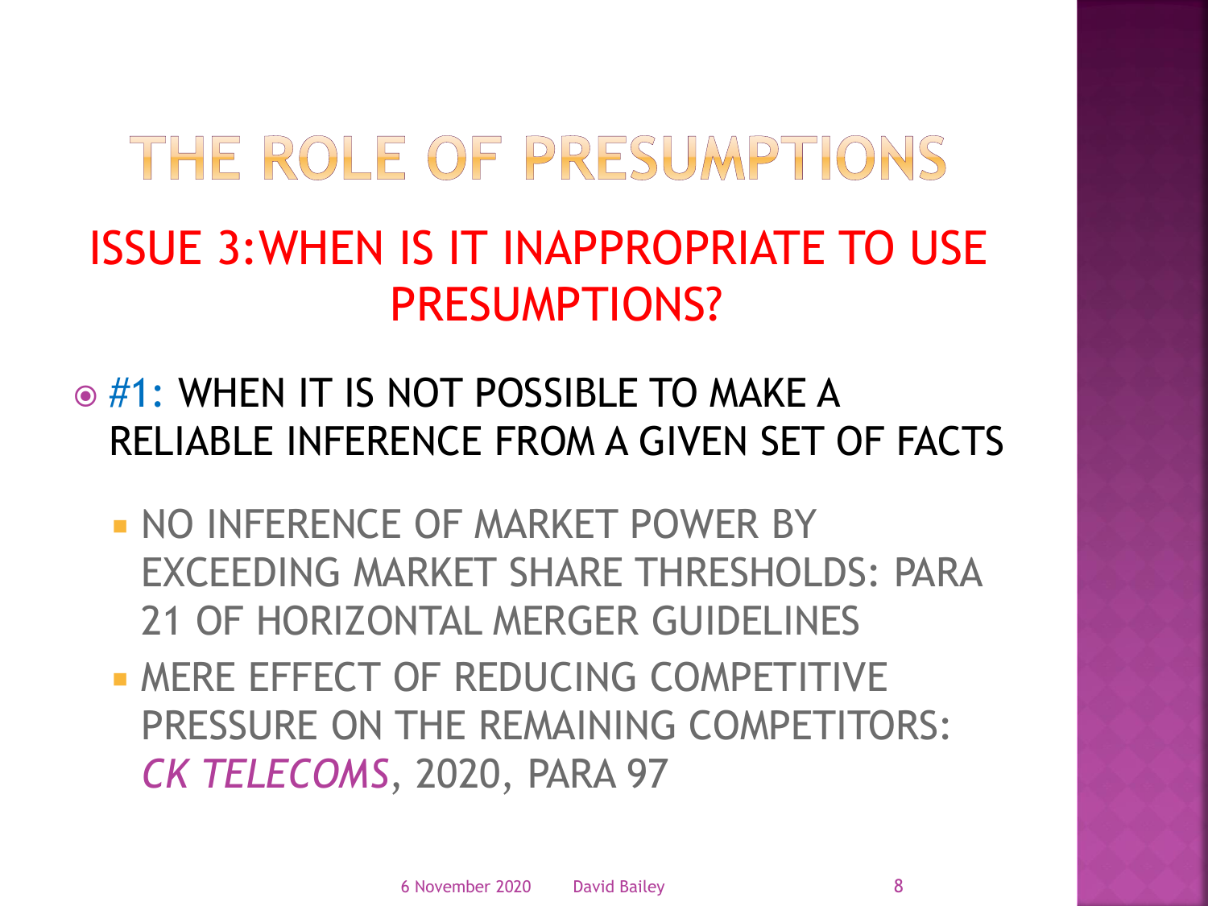# THE ROLE OF PRESUMPTIONS

## ISSUE 3: WHEN IS IT INAPPROPRIATE TO USE PRESUMPTIONS?

- #1: WHEN IT IS NOT POSSIBLE TO MAKE A RELIABLE INFERENCE FROM A GIVEN SET OF FACTS
  - NO INFERENCE OF MARKET POWER BY EXCEEDING MARKET SHARE THRESHOLDS: PARA 21 OF HORIZONTAL MERGER GUIDELINES
  - MERE EFFECT OF REDUCING COMPETITIVE PRESSURE ON THE REMAINING COMPETITORS: *CK TELECOMS*, 2020, PARA 97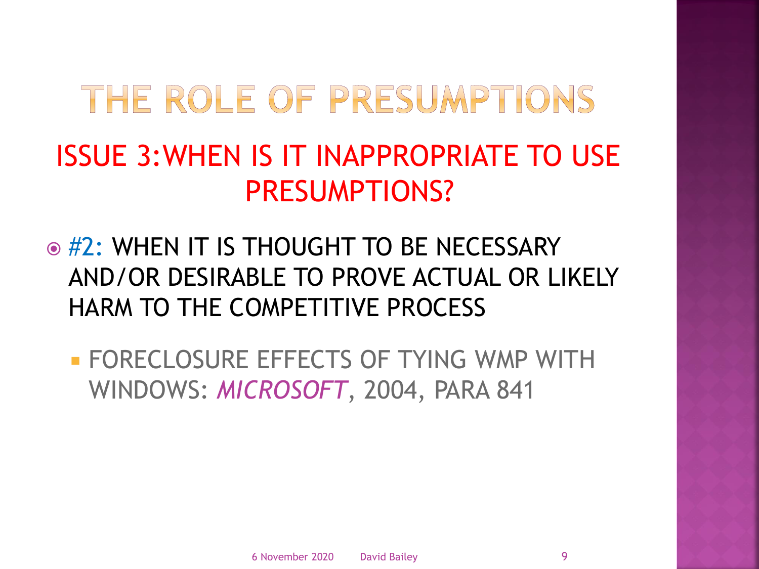# THE ROLE OF PRESUMPTIONS

## ISSUE 3: WHEN IS IT INAPPROPRIATE TO USE PRESUMPTIONS?

- #2: WHEN IT IS THOUGHT TO BE NECESSARY AND/OR DESIRABLE TO PROVE ACTUAL OR LIKELY HARM TO THE COMPETITIVE PROCESS
  - FORECLOSURE EFFECTS OF TYING WMP WITH WINDOWS: *MICROSOFT*, 2004, PARA 841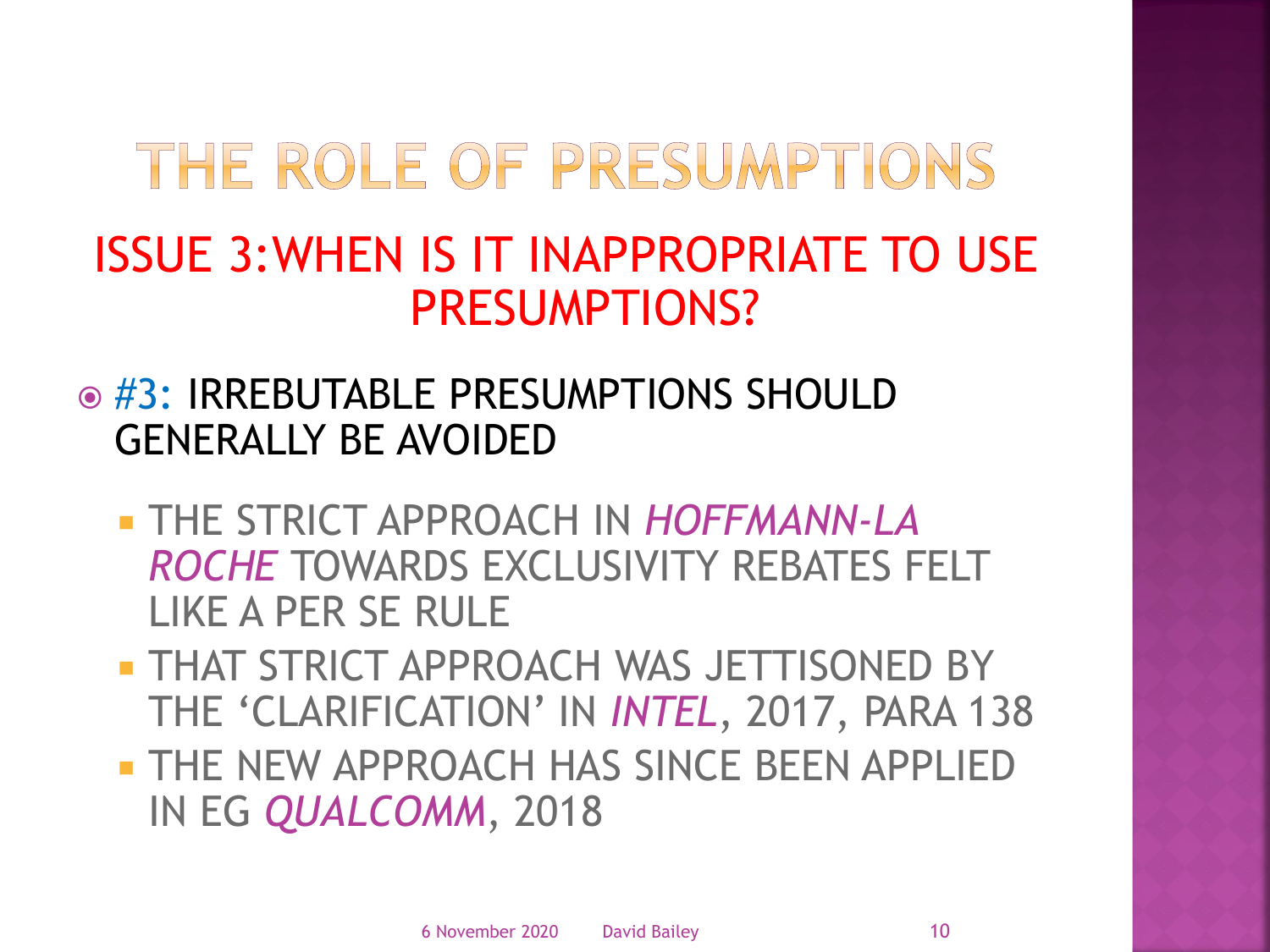# THE ROLE OF PRESUMPTIONS

## ISSUE 3: WHEN IS IT INAPPROPRIATE TO USE PRESUMPTIONS?

- #3: IRREBUTABLE PRESUMPTIONS SHOULD GENERALLY BE AVOIDED
  - THE STRICT APPROACH IN *HOFFMANN-LA ROCHE* TOWARDS EXCLUSIVITY REBATES FELT LIKE A PER SE RULE
  - THAT STRICT APPROACH WAS JETTISONED BY THE 'CLARIFICATION' IN *INTEL*, 2017, PARA 138
  - THE NEW APPROACH HAS SINCE BEEN APPLIED IN EG *QUALCOMM*, 2018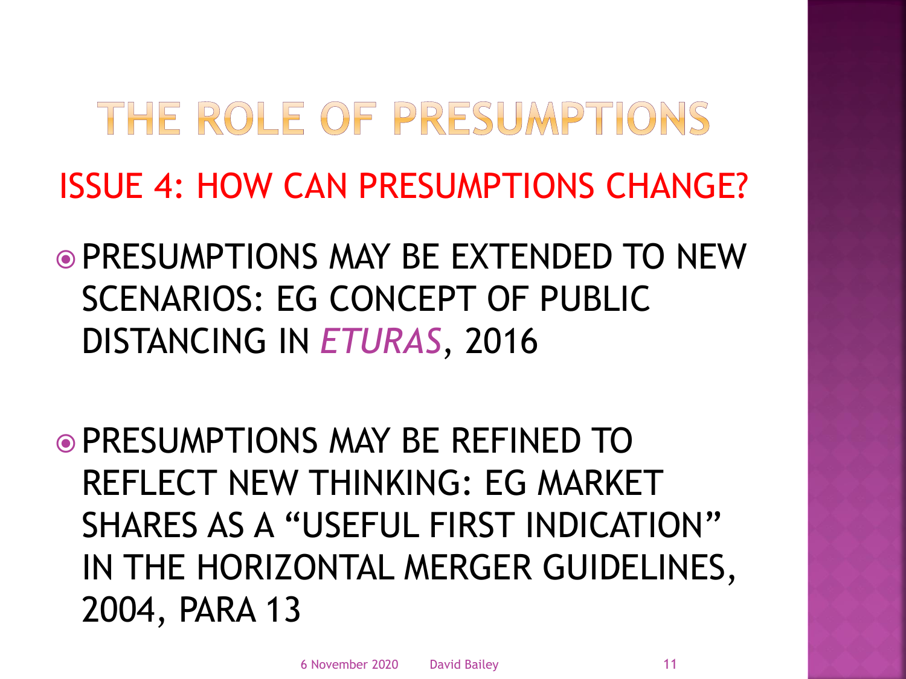# THE ROLE OF PRESUMPTIONS

## ISSUE 4: HOW CAN PRESUMPTIONS CHANGE?

- PRESUMPTIONS MAY BE EXTENDED TO NEW SCENARIOS: EG CONCEPT OF PUBLIC DISTANCING IN *ETURAS*, 2016

- PRESUMPTIONS MAY BE REFINED TO REFLECT NEW THINKING: EG MARKET SHARES AS A "USEFUL FIRST INDICATION" IN THE HORIZONTAL MERGER GUIDELINES, 2004, PARA 13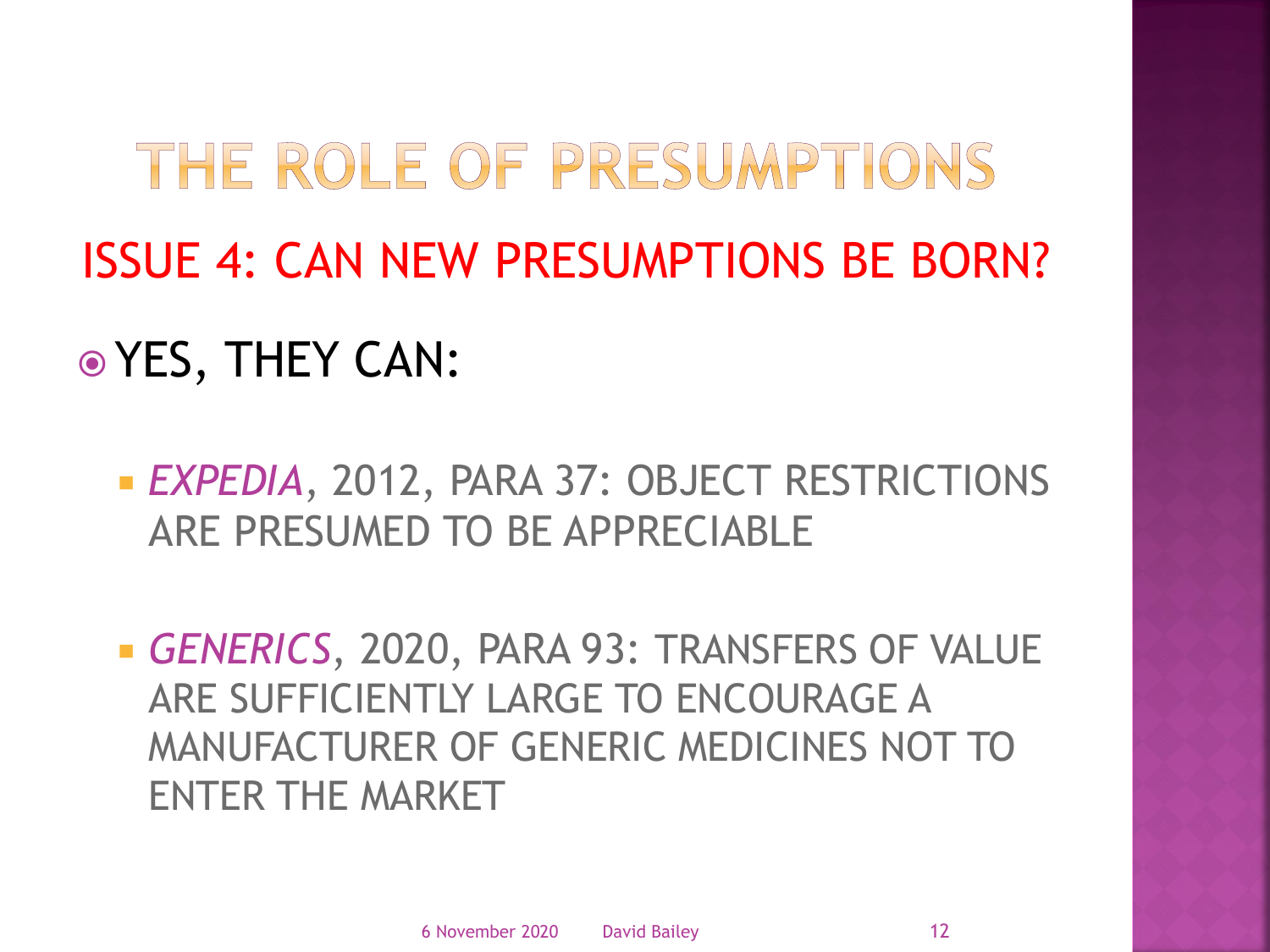# THE ROLE OF PRESUMPTIONS

## ISSUE 4: CAN NEW PRESUMPTIONS BE BORN?

- YES, THEY CAN:
  - *EXPEDIA*, 2012, PARA 37: OBJECT RESTRICTIONS ARE PRESUMED TO BE APPRECIABLE
  - *GENERICS*, 2020, PARA 93: TRANSFERS OF VALUE ARE SUFFICIENTLY LARGE TO ENCOURAGE A MANUFACTURER OF GENERIC MEDICINES NOT TO ENTER THE MARKET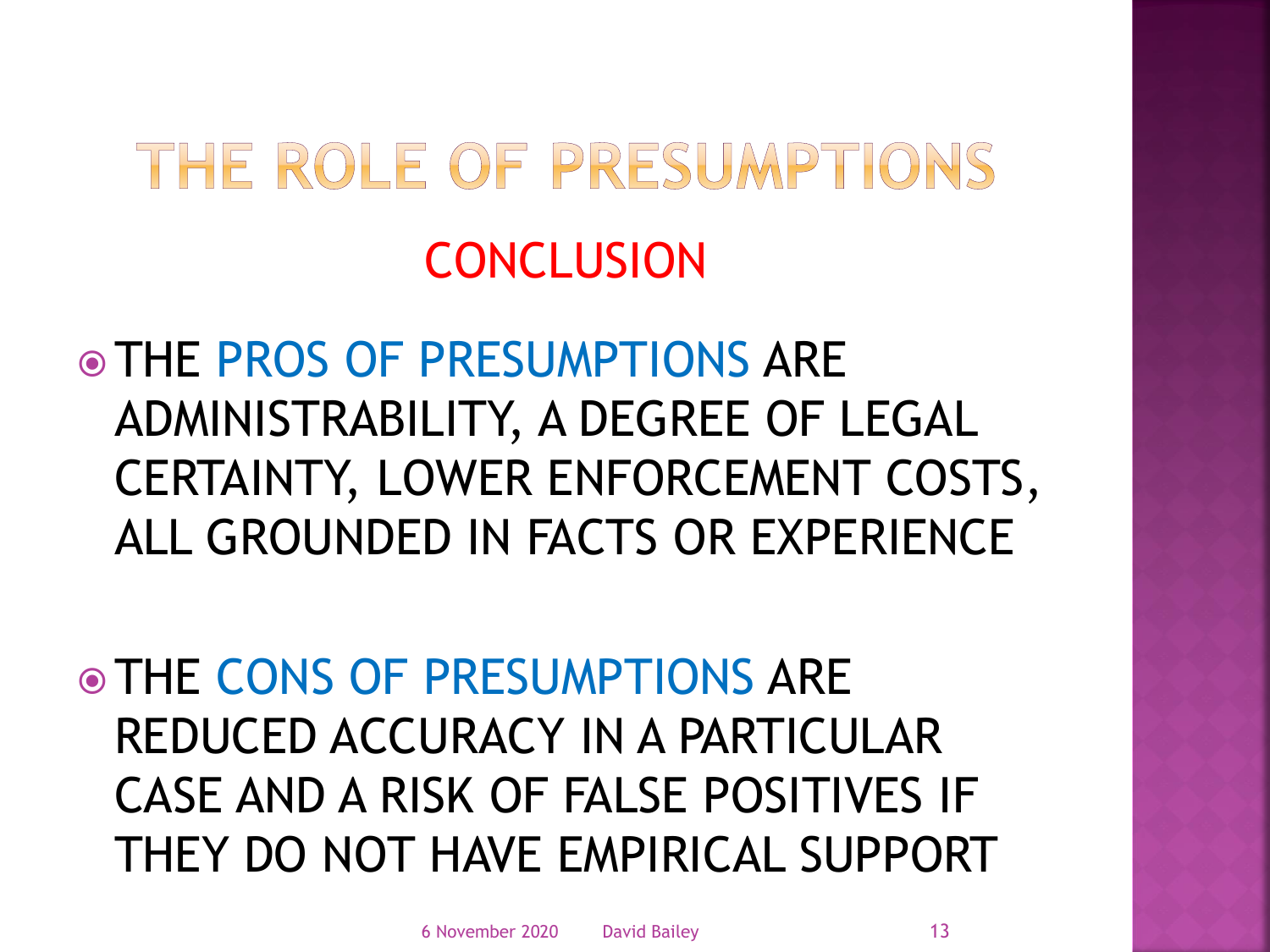# THE ROLE OF PRESUMPTIONS

## CONCLUSION

- THE PROS OF PRESUMPTIONS ARE ADMINISTRABILITY, A DEGREE OF LEGAL CERTAINTY, LOWER ENFORCEMENT COSTS, ALL GROUNDED IN FACTS OR EXPERIENCE

- THE CONS OF PRESUMPTIONS ARE REDUCED ACCURACY IN A PARTICULAR CASE AND A RISK OF FALSE POSITIVES IF THEY DO NOT HAVE EMPIRICAL SUPPORT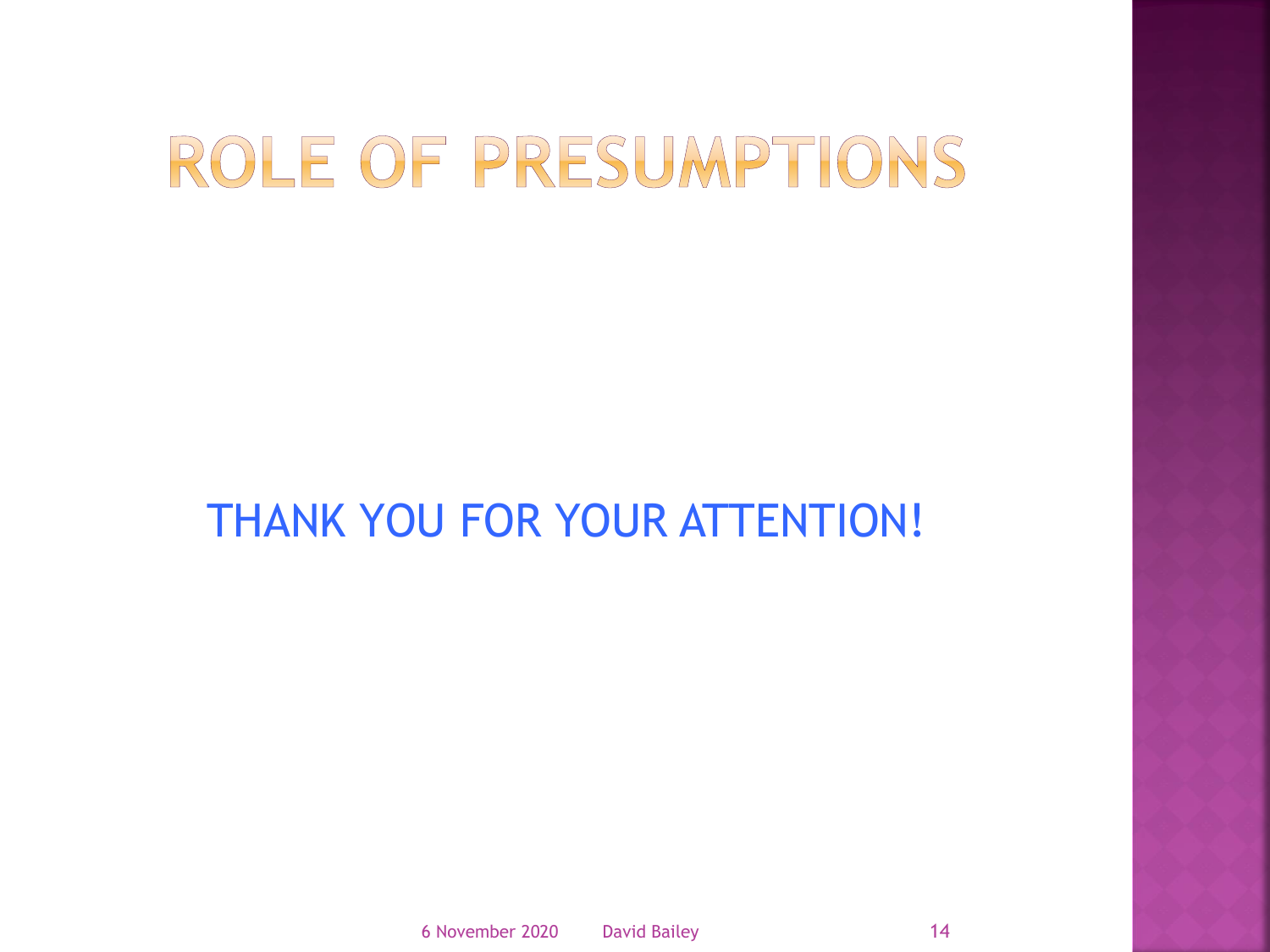# ROLE OF PRESUMPTIONS

THANK YOU FOR YOUR ATTENTION!